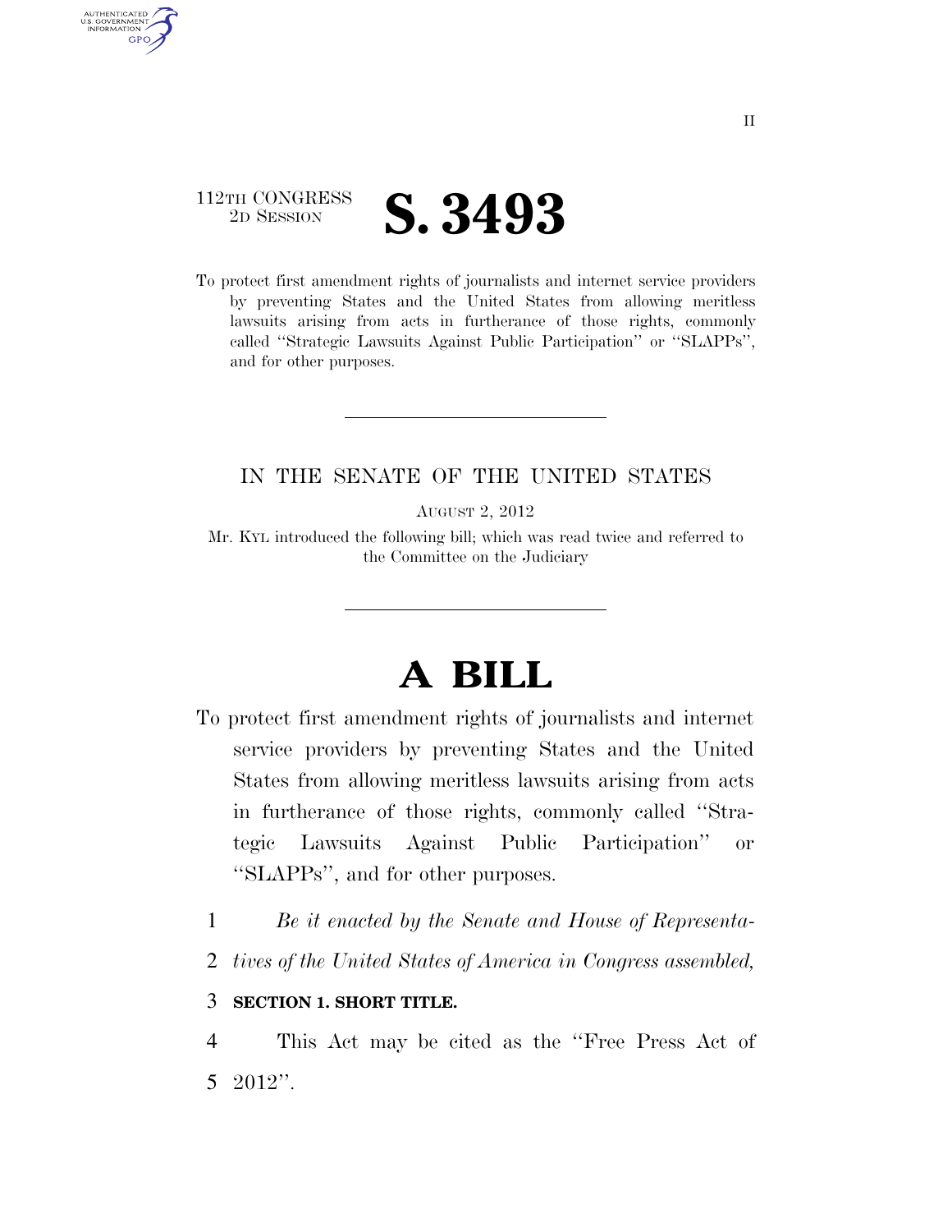112TH CONGRESS
2D SESSION

# S. 3493

To protect first amendment rights of journalists and internet service providers by preventing States and the United States from allowing meritless lawsuits arising from acts in furtherance of those rights, commonly called ''Strategic Lawsuits Against Public Participation'' or ''SLAPPs'', and for other purposes.

---

IN THE SENATE OF THE UNITED STATES

AUGUST 2, 2012

Mr. KYL introduced the following bill; which was read twice and referred to the Committee on the Judiciary

---

# A BILL

To protect first amendment rights of journalists and internet service providers by preventing States and the United States from allowing meritless lawsuits arising from acts in furtherance of those rights, commonly called ''Strategic Lawsuits Against Public Participation'' or ''SLAPPs'', and for other purposes.

1 *Be it enacted by the Senate and House of Representa-*
2 *tives of the United States of America in Congress assembled,*

3 **SECTION 1. SHORT TITLE.**

4 This Act may be cited as the ''Free Press Act of
5 2012''.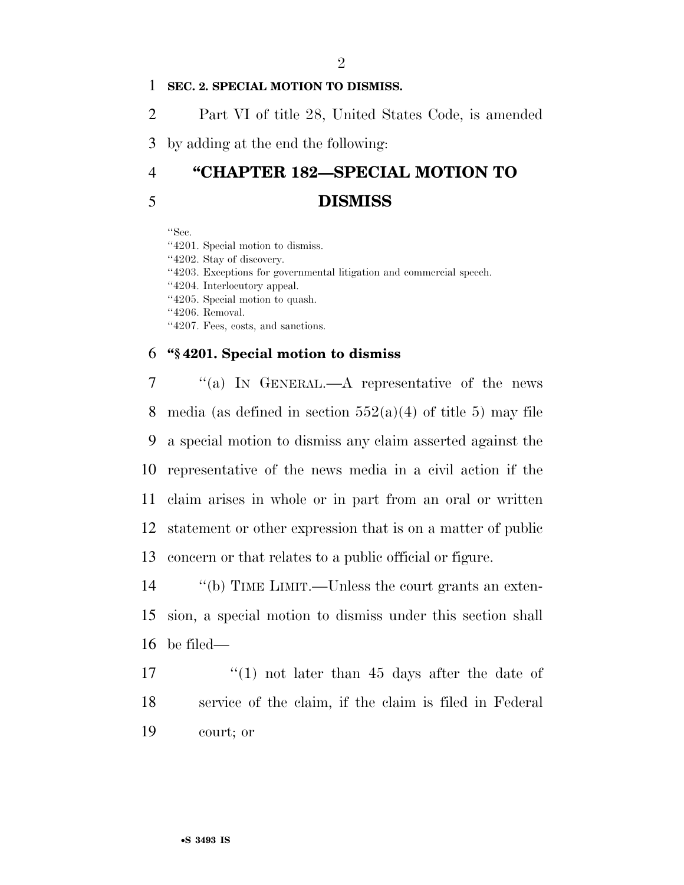**SEC. 2. SPECIAL MOTION TO DISMISS.**

Part VI of title 28, United States Code, is amended by adding at the end the following:

# "CHAPTER 182—SPECIAL MOTION TO DISMISS

"Sec.
"4201. Special motion to dismiss.
"4202. Stay of discovery.
"4203. Exceptions for governmental litigation and commercial speech.
"4204. Interlocutory appeal.
"4205. Special motion to quash.
"4206. Removal.
"4207. Fees, costs, and sanctions.

### "§ 4201. Special motion to dismiss

"(a) IN GENERAL.—A representative of the news media (as defined in section 552(a)(4) of title 5) may file a special motion to dismiss any claim asserted against the representative of the news media in a civil action if the claim arises in whole or in part from an oral or written statement or other expression that is on a matter of public concern or that relates to a public official or figure.

"(b) TIME LIMIT.—Unless the court grants an extension, a special motion to dismiss under this section shall be filed—

"(1) not later than 45 days after the date of service of the claim, if the claim is filed in Federal court; or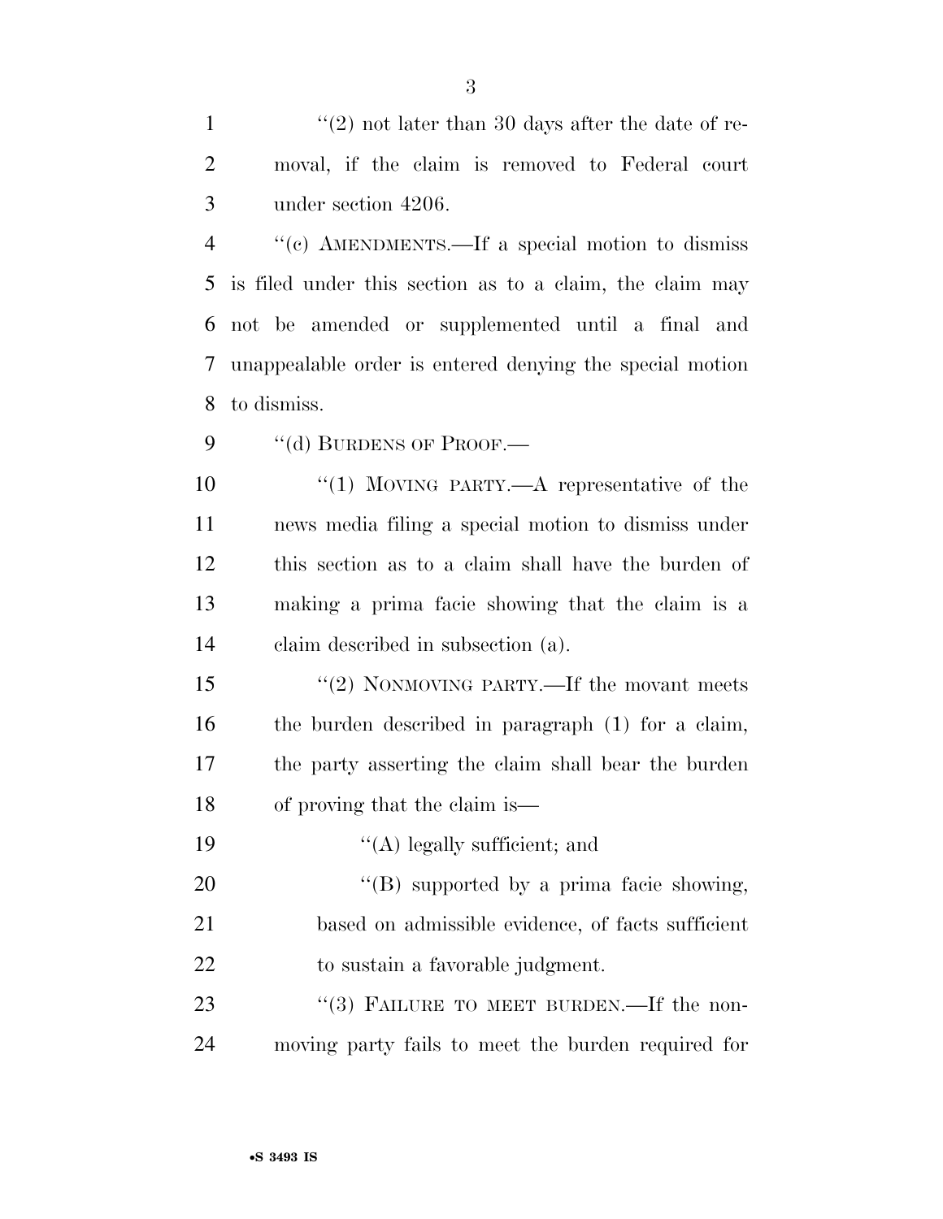"(2) not later than 30 days after the date of removal, if the claim is removed to Federal court under section 4206.

"(c) AMENDMENTS.—If a special motion to dismiss is filed under this section as to a claim, the claim may not be amended or supplemented until a final and unappealable order is entered denying the special motion to dismiss.

"(d) BURDENS OF PROOF.—

"(1) MOVING PARTY.—A representative of the news media filing a special motion to dismiss under this section as to a claim shall have the burden of making a prima facie showing that the claim is a claim described in subsection (a).

"(2) NONMOVING PARTY.—If the movant meets the burden described in paragraph (1) for a claim, the party asserting the claim shall bear the burden of proving that the claim is—

"(A) legally sufficient; and

"(B) supported by a prima facie showing, based on admissible evidence, of facts sufficient to sustain a favorable judgment.

"(3) FAILURE TO MEET BURDEN.—If the nonmoving party fails to meet the burden required for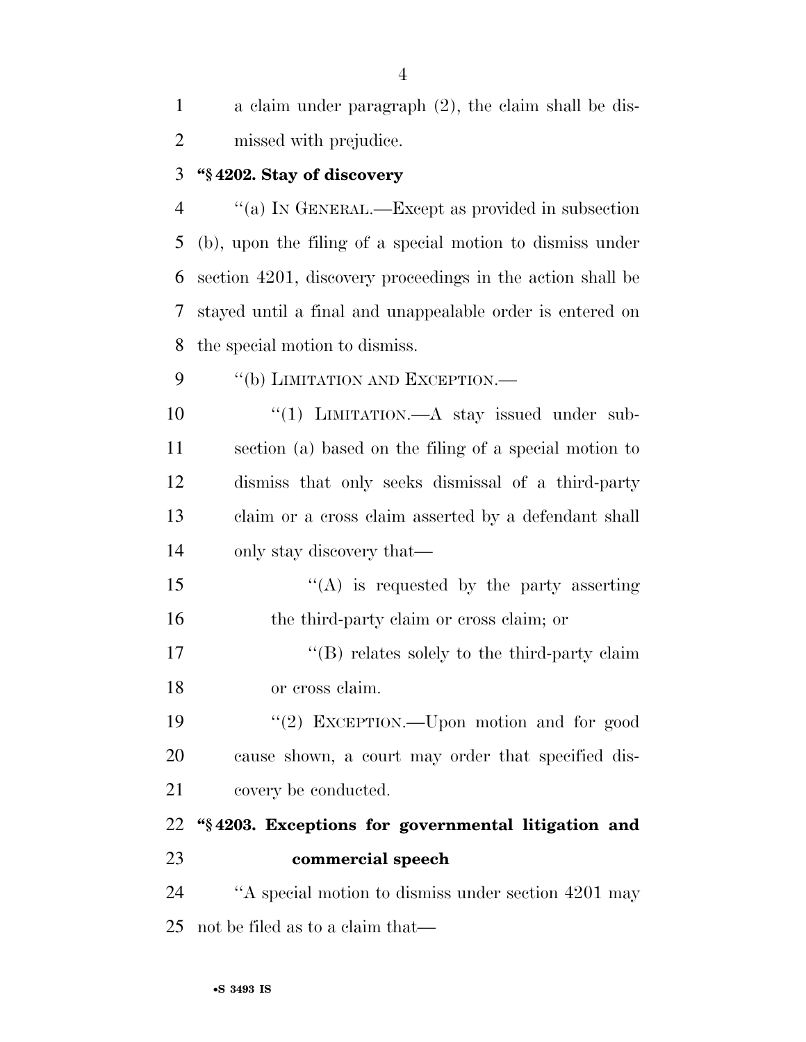a claim under paragraph (2), the claim shall be dismissed with prejudice.

**"§ 4202. Stay of discovery**

"(a) IN GENERAL.—Except as provided in subsection (b), upon the filing of a special motion to dismiss under section 4201, discovery proceedings in the action shall be stayed until a final and unappealable order is entered on the special motion to dismiss.

"(b) LIMITATION AND EXCEPTION.—

"(1) LIMITATION.—A stay issued under subsection (a) based on the filing of a special motion to dismiss that only seeks dismissal of a third-party claim or a cross claim asserted by a defendant shall only stay discovery that—

"(A) is requested by the party asserting the third-party claim or cross claim; or

"(B) relates solely to the third-party claim or cross claim.

"(2) EXCEPTION.—Upon motion and for good cause shown, a court may order that specified discovery be conducted.

**"§ 4203. Exceptions for governmental litigation and commercial speech**

"A special motion to dismiss under section 4201 may not be filed as to a claim that—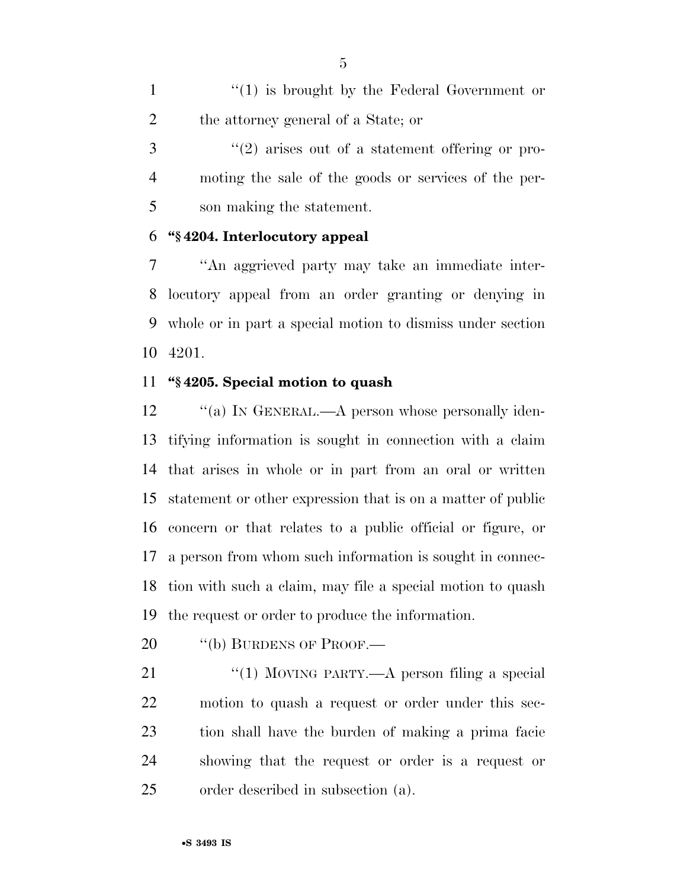"(1) is brought by the Federal Government or the attorney general of a State; or

"(2) arises out of a statement offering or promoting the sale of the goods or services of the person making the statement.

**"§ 4204. Interlocutory appeal**

"An aggrieved party may take an immediate interlocutory appeal from an order granting or denying in whole or in part a special motion to dismiss under section 4201.

**"§ 4205. Special motion to quash**

"(a) IN GENERAL.—A person whose personally identifying information is sought in connection with a claim that arises in whole or in part from an oral or written statement or other expression that is on a matter of public concern or that relates to a public official or figure, or a person from whom such information is sought in connection with such a claim, may file a special motion to quash the request or order to produce the information.

"(b) BURDENS OF PROOF.—

"(1) MOVING PARTY.—A person filing a special motion to quash a request or order under this section shall have the burden of making a prima facie showing that the request or order is a request or order described in subsection (a).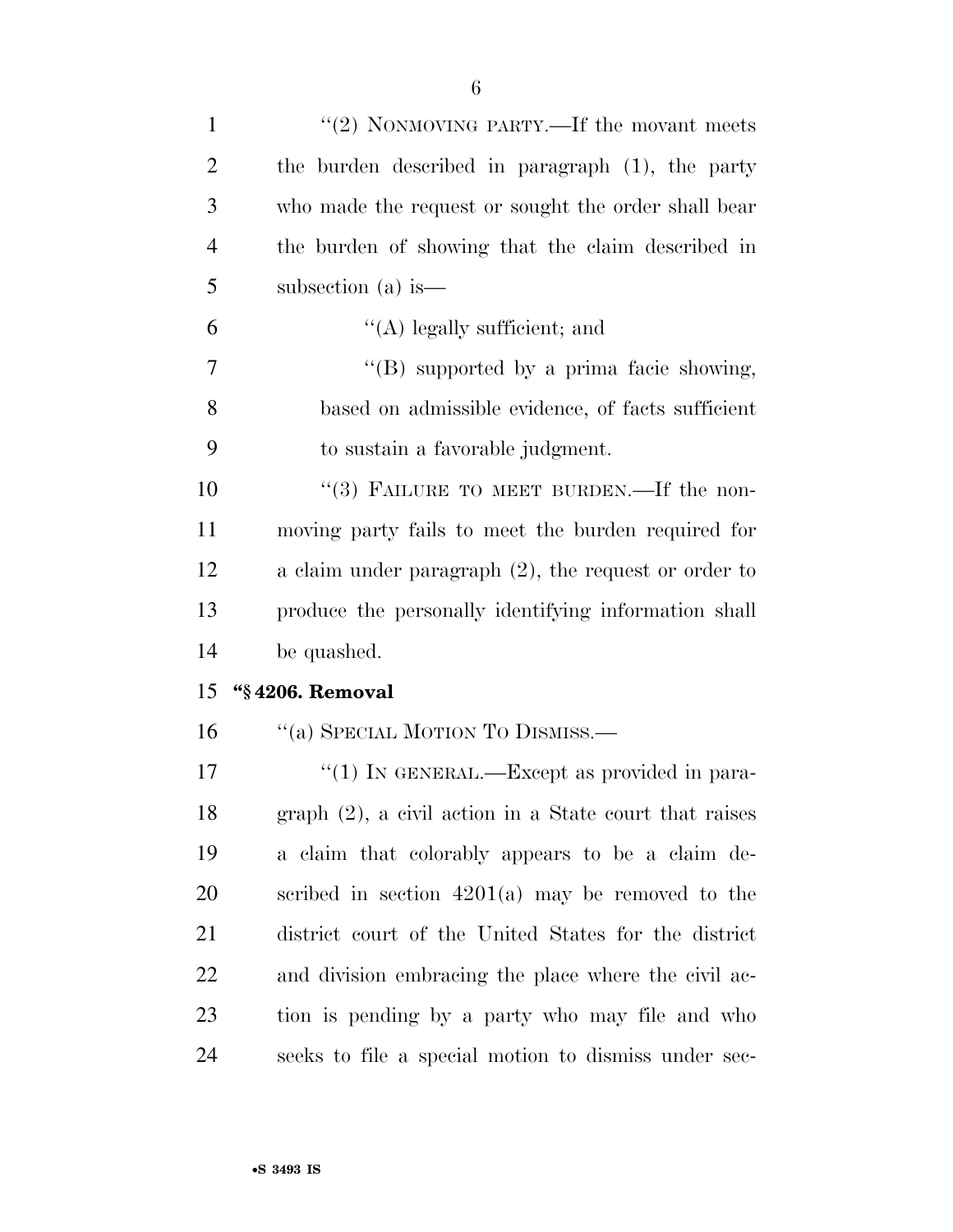"(2) NONMOVING PARTY.—If the movant meets the burden described in paragraph (1), the party who made the request or sought the order shall bear the burden of showing that the claim described in subsection (a) is—

"(A) legally sufficient; and

"(B) supported by a prima facie showing, based on admissible evidence, of facts sufficient to sustain a favorable judgment.

"(3) FAILURE TO MEET BURDEN.—If the nonmoving party fails to meet the burden required for a claim under paragraph (2), the request or order to produce the personally identifying information shall be quashed.

**"§ 4206. Removal**

"(a) SPECIAL MOTION TO DISMISS.—

"(1) IN GENERAL.—Except as provided in paragraph (2), a civil action in a State court that raises a claim that colorably appears to be a claim described in section 4201(a) may be removed to the district court of the United States for the district and division embracing the place where the civil action is pending by a party who may file and who seeks to file a special motion to dismiss under sec-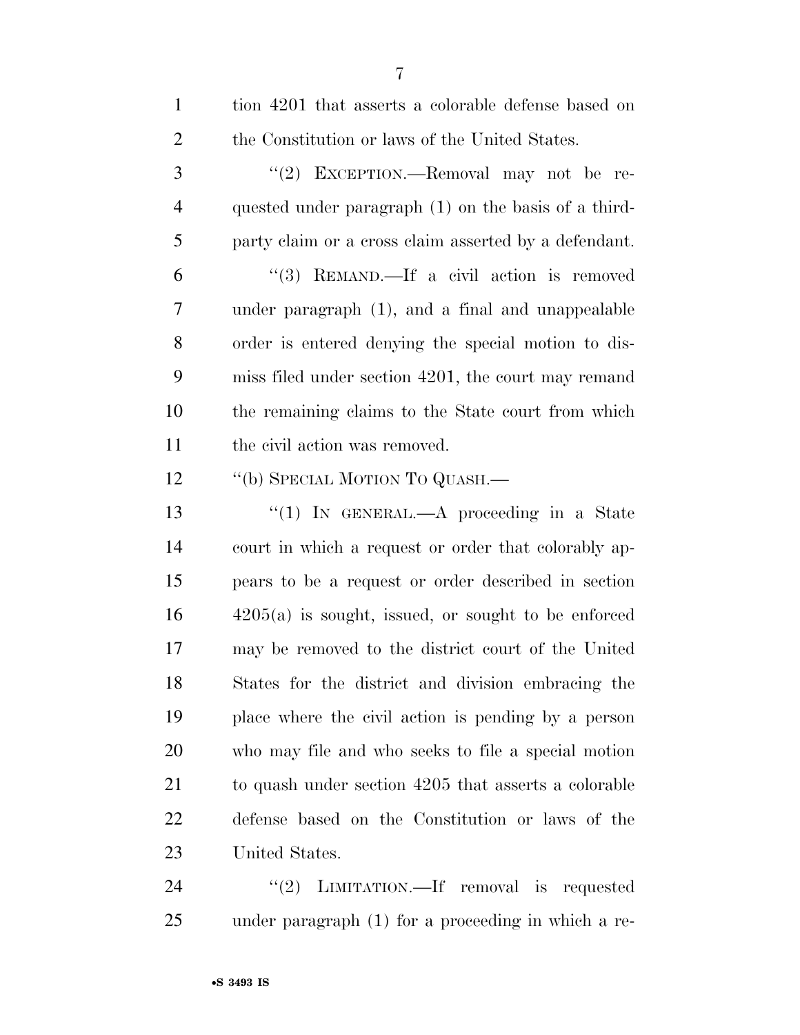tion 4201 that asserts a colorable defense based on the Constitution or laws of the United States.

"(2) EXCEPTION.—Removal may not be requested under paragraph (1) on the basis of a third-party claim or a cross claim asserted by a defendant.

"(3) REMAND.—If a civil action is removed under paragraph (1), and a final and unappealable order is entered denying the special motion to dismiss filed under section 4201, the court may remand the remaining claims to the State court from which the civil action was removed.

"(b) SPECIAL MOTION TO QUASH.—

"(1) IN GENERAL.—A proceeding in a State court in which a request or order that colorably appears to be a request or order described in section 4205(a) is sought, issued, or sought to be enforced may be removed to the district court of the United States for the district and division embracing the place where the civil action is pending by a person who may file and who seeks to file a special motion to quash under section 4205 that asserts a colorable defense based on the Constitution or laws of the United States.

"(2) LIMITATION.—If removal is requested under paragraph (1) for a proceeding in which a re-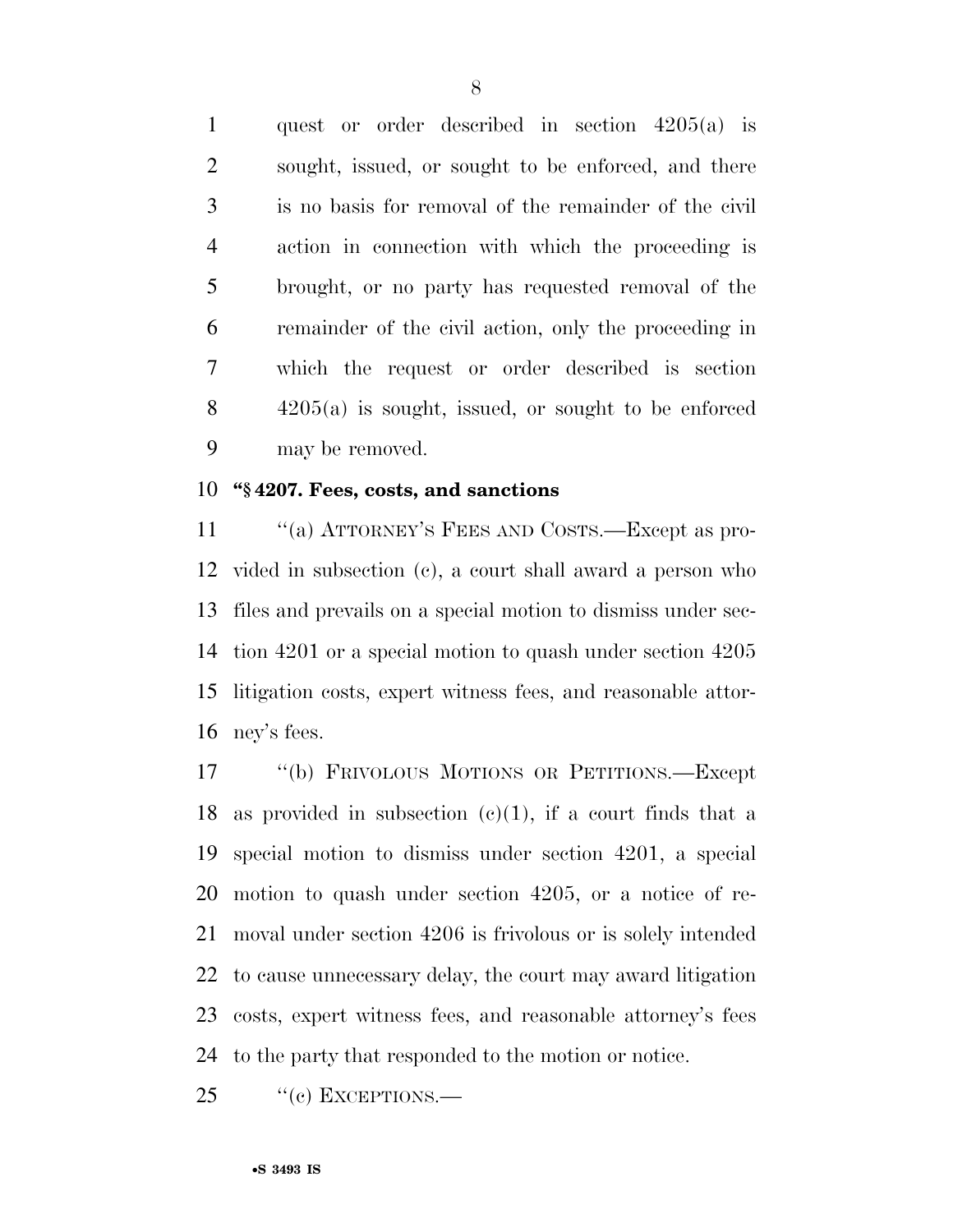quest or order described in section 4205(a) is sought, issued, or sought to be enforced, and there is no basis for removal of the remainder of the civil action in connection with which the proceeding is brought, or no party has requested removal of the remainder of the civil action, only the proceeding in which the request or order described is section 4205(a) is sought, issued, or sought to be enforced may be removed.

**"§ 4207. Fees, costs, and sanctions**

"(a) ATTORNEY'S FEES AND COSTS.—Except as provided in subsection (c), a court shall award a person who files and prevails on a special motion to dismiss under section 4201 or a special motion to quash under section 4205 litigation costs, expert witness fees, and reasonable attorney's fees.

"(b) FRIVOLOUS MOTIONS OR PETITIONS.—Except as provided in subsection (c)(1), if a court finds that a special motion to dismiss under section 4201, a special motion to quash under section 4205, or a notice of removal under section 4206 is frivolous or is solely intended to cause unnecessary delay, the court may award litigation costs, expert witness fees, and reasonable attorney's fees to the party that responded to the motion or notice.

"(c) EXCEPTIONS.—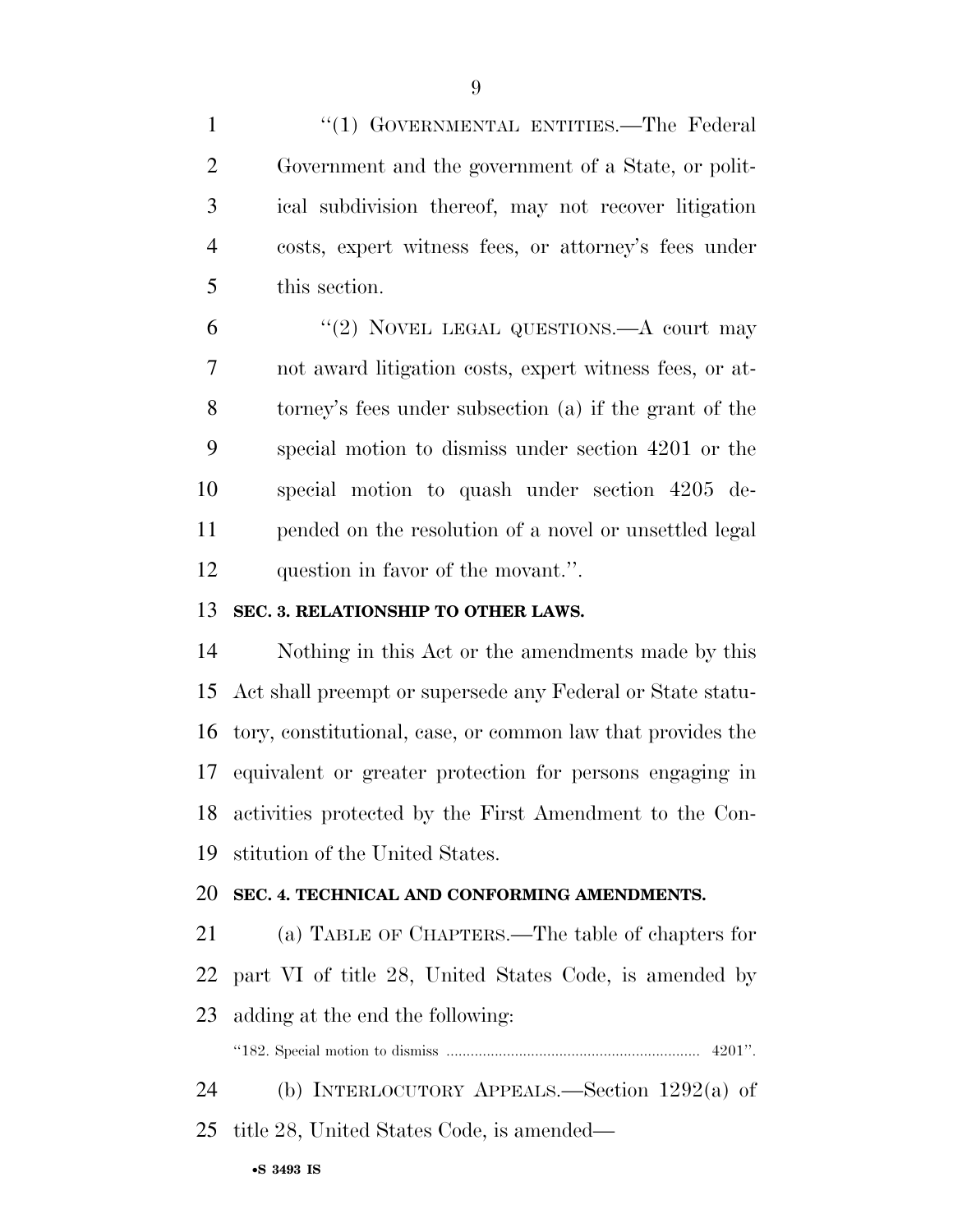"(1) GOVERNMENTAL ENTITIES.—The Federal Government and the government of a State, or political subdivision thereof, may not recover litigation costs, expert witness fees, or attorney's fees under this section.

"(2) NOVEL LEGAL QUESTIONS.—A court may not award litigation costs, expert witness fees, or attorney's fees under subsection (a) if the grant of the special motion to dismiss under section 4201 or the special motion to quash under section 4205 depended on the resolution of a novel or unsettled legal question in favor of the movant.".

**SEC. 3. RELATIONSHIP TO OTHER LAWS.**

Nothing in this Act or the amendments made by this Act shall preempt or supersede any Federal or State statutory, constitutional, case, or common law that provides the equivalent or greater protection for persons engaging in activities protected by the First Amendment to the Constitution of the United States.

**SEC. 4. TECHNICAL AND CONFORMING AMENDMENTS.**

(a) TABLE OF CHAPTERS.—The table of chapters for part VI of title 28, United States Code, is amended by adding at the end the following:

"182. Special motion to dismiss ............................................................... 4201".

(b) INTERLOCUTORY APPEALS.—Section 1292(a) of title 28, United States Code, is amended—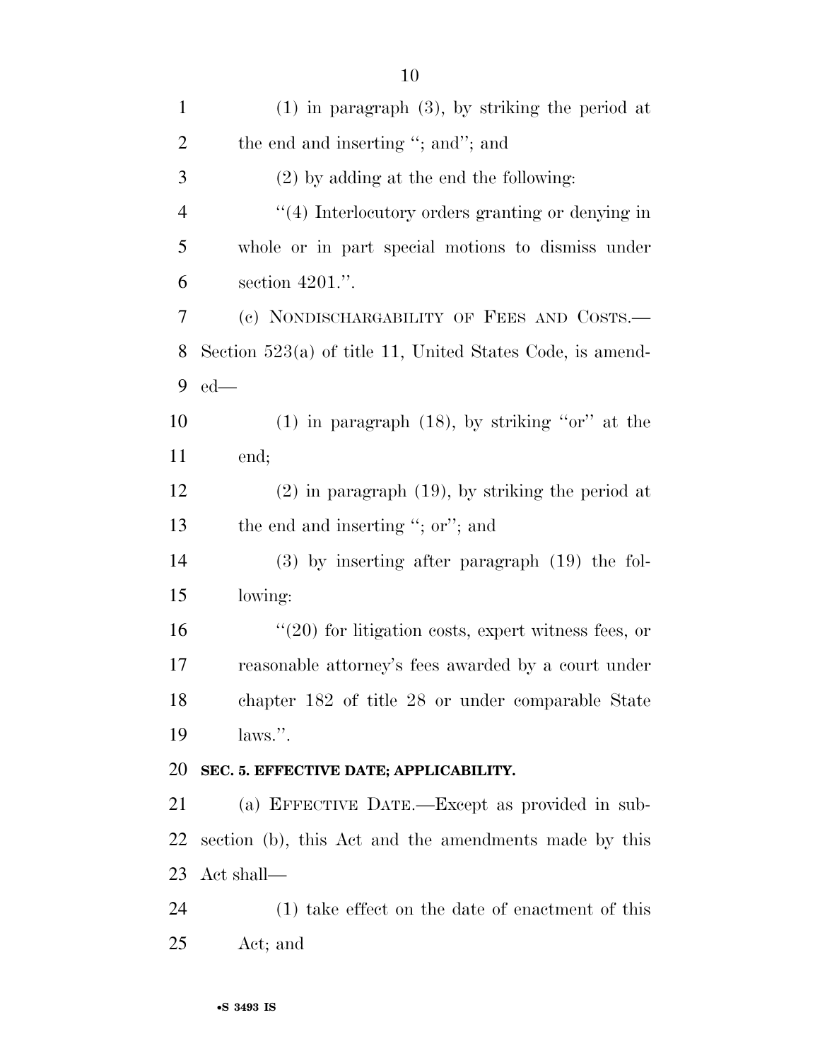(1) in paragraph (3), by striking the period at the end and inserting "; and"; and

(2) by adding at the end the following:

"(4) Interlocutory orders granting or denying in whole or in part special motions to dismiss under section 4201.".

(c) NONDISCHARGABILITY OF FEES AND COSTS.—Section 523(a) of title 11, United States Code, is amended—

(1) in paragraph (18), by striking "or" at the end;

(2) in paragraph (19), by striking the period at the end and inserting "; or"; and

(3) by inserting after paragraph (19) the following:

"(20) for litigation costs, expert witness fees, or reasonable attorney's fees awarded by a court under chapter 182 of title 28 or under comparable State laws.".

**SEC. 5. EFFECTIVE DATE; APPLICABILITY.**

(a) EFFECTIVE DATE.—Except as provided in subsection (b), this Act and the amendments made by this Act shall—

(1) take effect on the date of enactment of this Act; and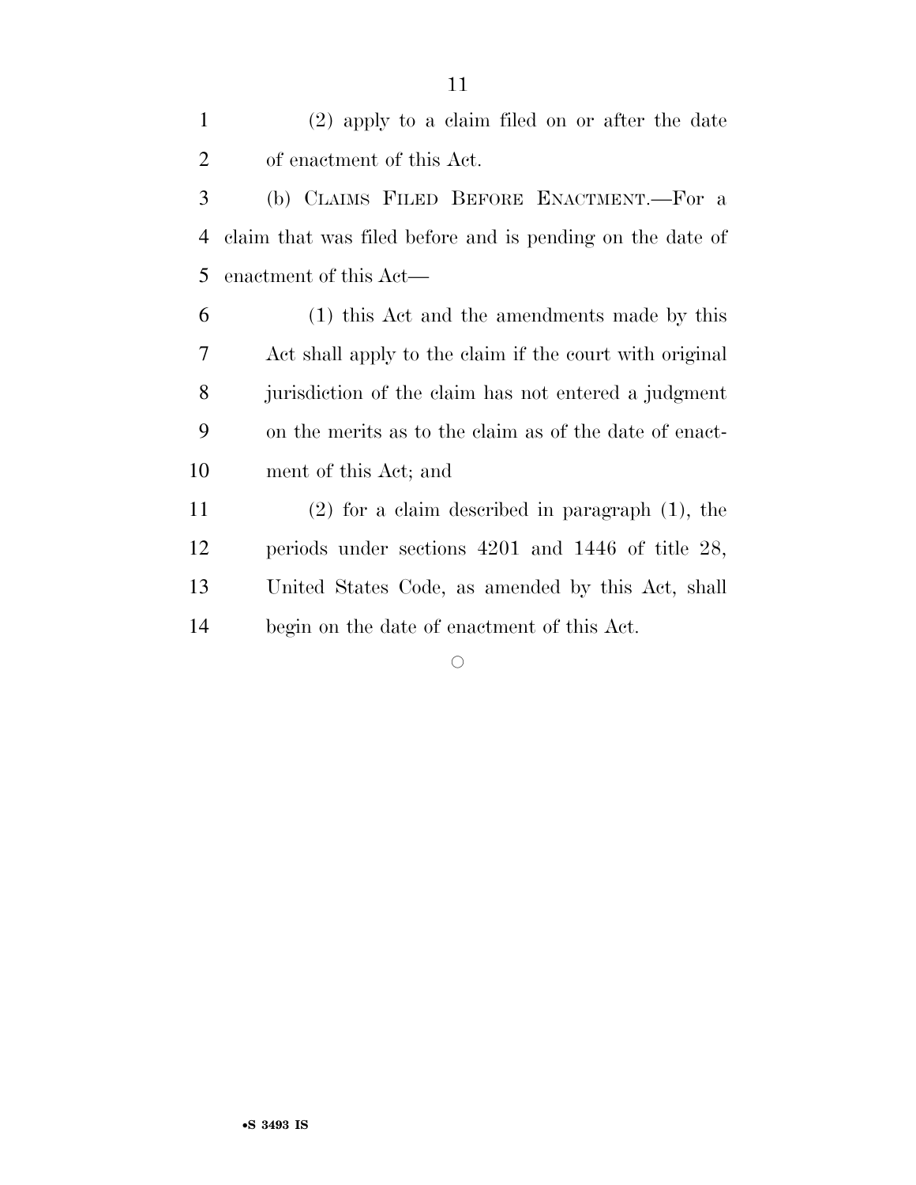(2) apply to a claim filed on or after the date of enactment of this Act.

(b) CLAIMS FILED BEFORE ENACTMENT.—For a claim that was filed before and is pending on the date of enactment of this Act—

(1) this Act and the amendments made by this Act shall apply to the claim if the court with original jurisdiction of the claim has not entered a judgment on the merits as to the claim as of the date of enactment of this Act; and

(2) for a claim described in paragraph (1), the periods under sections 4201 and 1446 of title 28, United States Code, as amended by this Act, shall begin on the date of enactment of this Act.

○